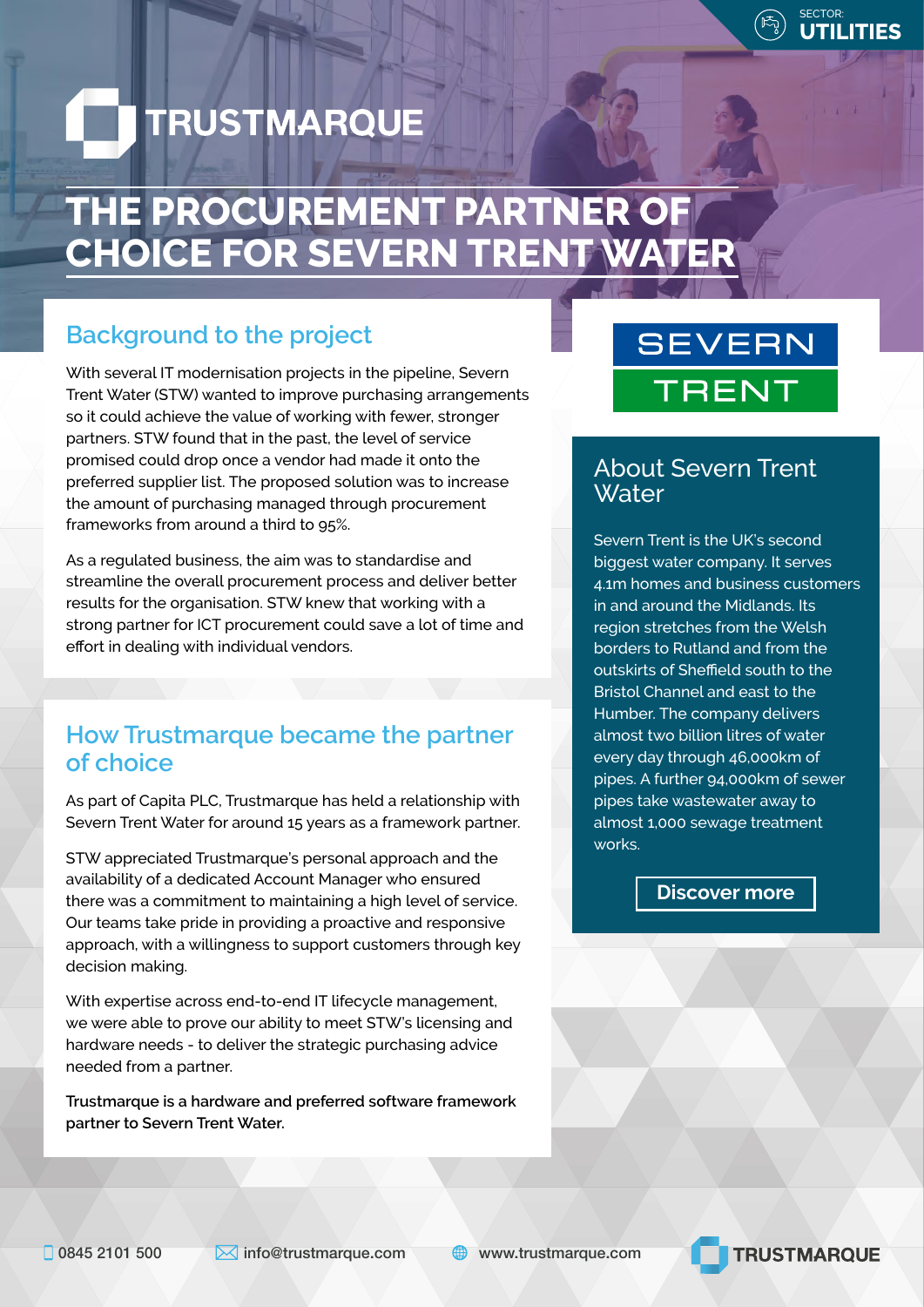SECTOR: UTILITIES

TRUSTMARQUE

# THE PROCUREMENT PARTNER OF CHOICE FOR SEVERN TRENT WATER

## Background to the project

With several IT modernisation projects in the pipeline, Severn Trent Water (STW) wanted to improve purchasing arrangements so it could achieve the value of working with fewer, stronger partners. STW found that in the past, the level of service promised could drop once a vendor had made it onto the preferred supplier list. The proposed solution was to increase the amount of purchasing managed through procurement frameworks from around a third to 95%.

As a regulated business, the aim was to standardise and streamline the overall procurement process and deliver better results for the organisation. STW knew that working with a strong partner for ICT procurement could save a lot of time and effort in dealing with individual vendors.

## How Trustmarque became the partner of choice

As part of Capita PLC, Trustmarque has held a relationship with Severn Trent Water for around 15 years as a framework partner.

STW appreciated Trustmarque's personal approach and the availability of a dedicated Account Manager who ensured there was a commitment to maintaining a high level of service. Our teams take pride in providing a proactive and responsive approach, with a willingness to support customers through key decision making.

With expertise across end-to-end IT lifecycle management, we were able to prove our ability to meet STW's licensing and hardware needs - to deliver the strategic purchasing advice needed from a partner.

**Trustmarque is a hardware and preferred software framework partner to Severn Trent Water.**

SEVERN TRENT

## About Severn Trent Water

Severn Trent is the UK's second biggest water company. It serves 4.1m homes and business customers in and around the Midlands. Its region stretches from the Welsh borders to Rutland and from the outskirts of Sheffield south to the Bristol Channel and east to the Humber. The company delivers almost two billion litres of water every day through 46,000km of pipes. A further 94,000km of sewer pipes take wastewater away to almost 1,000 sewage treatment works.

Discover more

0845 2101 500 | info@trustmarque.com | www.trustmarque.com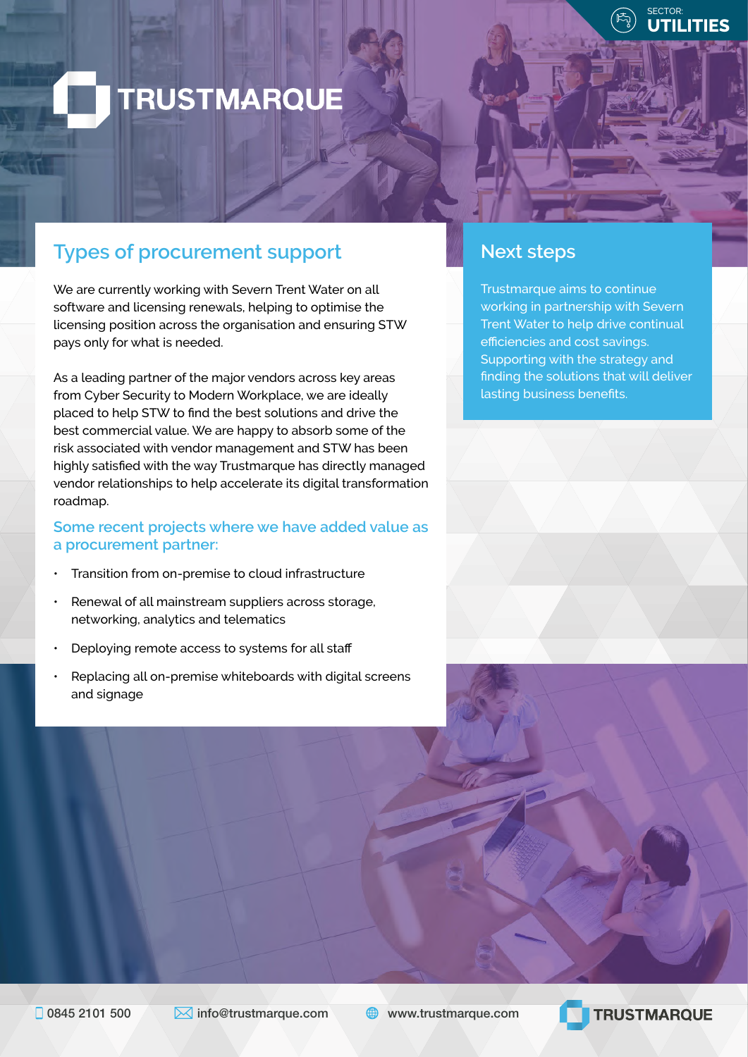SECTOR: UTILITIES

## Types of procurement support

We are currently working with Severn Trent Water on all software and licensing renewals, helping to optimise the licensing position across the organisation and ensuring STW pays only for what is needed.

As a leading partner of the major vendors across key areas from Cyber Security to Modern Workplace, we are ideally placed to help STW to find the best solutions and drive the best commercial value. We are happy to absorb some of the risk associated with vendor management and STW has been highly satisfied with the way Trustmarque has directly managed vendor relationships to help accelerate its digital transformation roadmap.

### Some recent projects where we have added value as a procurement partner:

- Transition from on-premise to cloud infrastructure
- Renewal of all mainstream suppliers across storage, networking, analytics and telematics
- Deploying remote access to systems for all staff
- Replacing all on-premise whiteboards with digital screens and signage

## Next steps

Trustmarque aims to continue working in partnership with Severn Trent Water to help drive continual efficiencies and cost savings. Supporting with the strategy and finding the solutions that will deliver lasting business benefits.

0845 2101 500 | info@trustmarque.com | www.trustmarque.com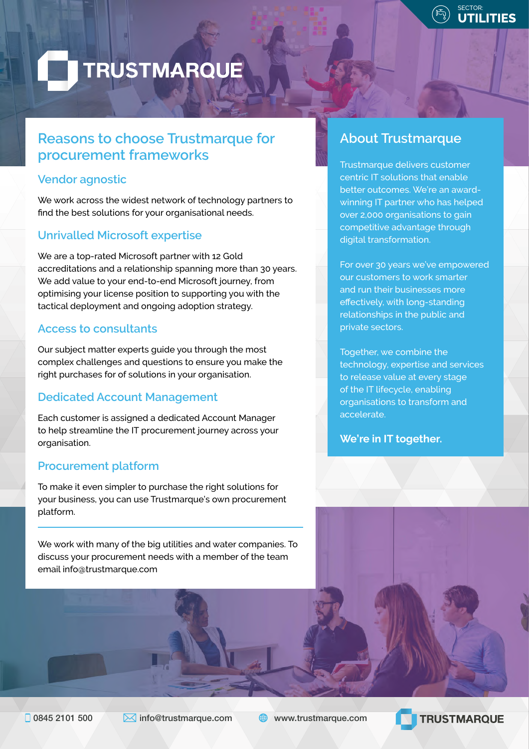SECTOR:
UTILITIES

TRUSTMARQUE

## Reasons to choose Trustmarque for procurement frameworks

### Vendor agnostic

We work across the widest network of technology partners to find the best solutions for your organisational needs.

### Unrivalled Microsoft expertise

We are a top-rated Microsoft partner with 12 Gold accreditations and a relationship spanning more than 30 years. We add value to your end-to-end Microsoft journey, from optimising your license position to supporting you with the tactical deployment and ongoing adoption strategy.

### Access to consultants

Our subject matter experts guide you through the most complex challenges and questions to ensure you make the right purchases for of solutions in your organisation.

### Dedicated Account Management

Each customer is assigned a dedicated Account Manager to help streamline the IT procurement journey across your organisation.

### Procurement platform

To make it even simpler to purchase the right solutions for your business, you can use Trustmarque's own procurement platform.

---

We work with many of the big utilities and water companies. To discuss your procurement needs with a member of the team email info@trustmarque.com

## About Trustmarque

Trustmarque delivers customer centric IT solutions that enable better outcomes. We're an award-winning IT partner who has helped over 2,000 organisations to gain competitive advantage through digital transformation.

For over 30 years we've empowered our customers to work smarter and run their businesses more effectively, with long-standing relationships in the public and private sectors.

Together, we combine the technology, expertise and services to release value at every stage of the IT lifecycle, enabling organisations to transform and accelerate.

**We're in IT together.**

0845 2101 500 | info@trustmarque.com | www.trustmarque.com

TRUSTMARQUE